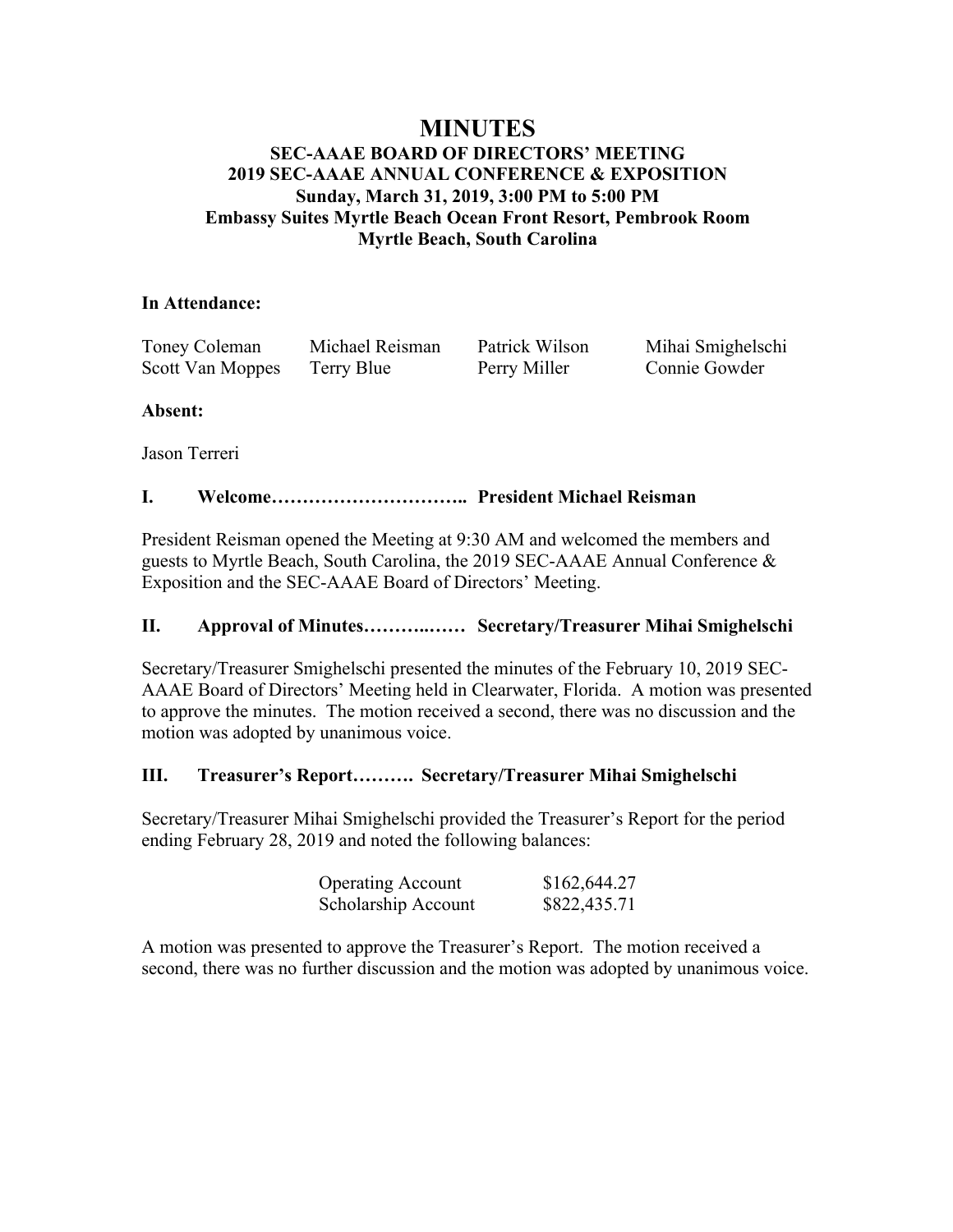# MINUTES

**SEC-AAAE BOARD OF DIRECTORS' MEETING**
**2019 SEC-AAAE ANNUAL CONFERENCE & EXPOSITION**
**Sunday, March 31, 2019, 3:00 PM to 5:00 PM**
**Embassy Suites Myrtle Beach Ocean Front Resort, Pembrook Room**
**Myrtle Beach, South Carolina**

**In Attendance:**

| | | | |
|---|---|---|---|
| Toney Coleman | Michael Reisman | Patrick Wilson | Mihai Smighelschi |
| Scott Van Moppes | Terry Blue | Perry Miller | Connie Gowder |

**Absent:**

Jason Terreri

## I. Welcome………………………….. President Michael Reisman

President Reisman opened the Meeting at 9:30 AM and welcomed the members and guests to Myrtle Beach, South Carolina, the 2019 SEC-AAAE Annual Conference & Exposition and the SEC-AAAE Board of Directors' Meeting.

## II. Approval of Minutes………..…… Secretary/Treasurer Mihai Smighelschi

Secretary/Treasurer Smighelschi presented the minutes of the February 10, 2019 SEC-AAAE Board of Directors' Meeting held in Clearwater, Florida. A motion was presented to approve the minutes. The motion received a second, there was no discussion and the motion was adopted by unanimous voice.

## III. Treasurer's Report………. Secretary/Treasurer Mihai Smighelschi

Secretary/Treasurer Mihai Smighelschi provided the Treasurer's Report for the period ending February 28, 2019 and noted the following balances:

| | |
|---|---|
| Operating Account | $162,644.27 |
| Scholarship Account | $822,435.71 |

A motion was presented to approve the Treasurer's Report. The motion received a second, there was no further discussion and the motion was adopted by unanimous voice.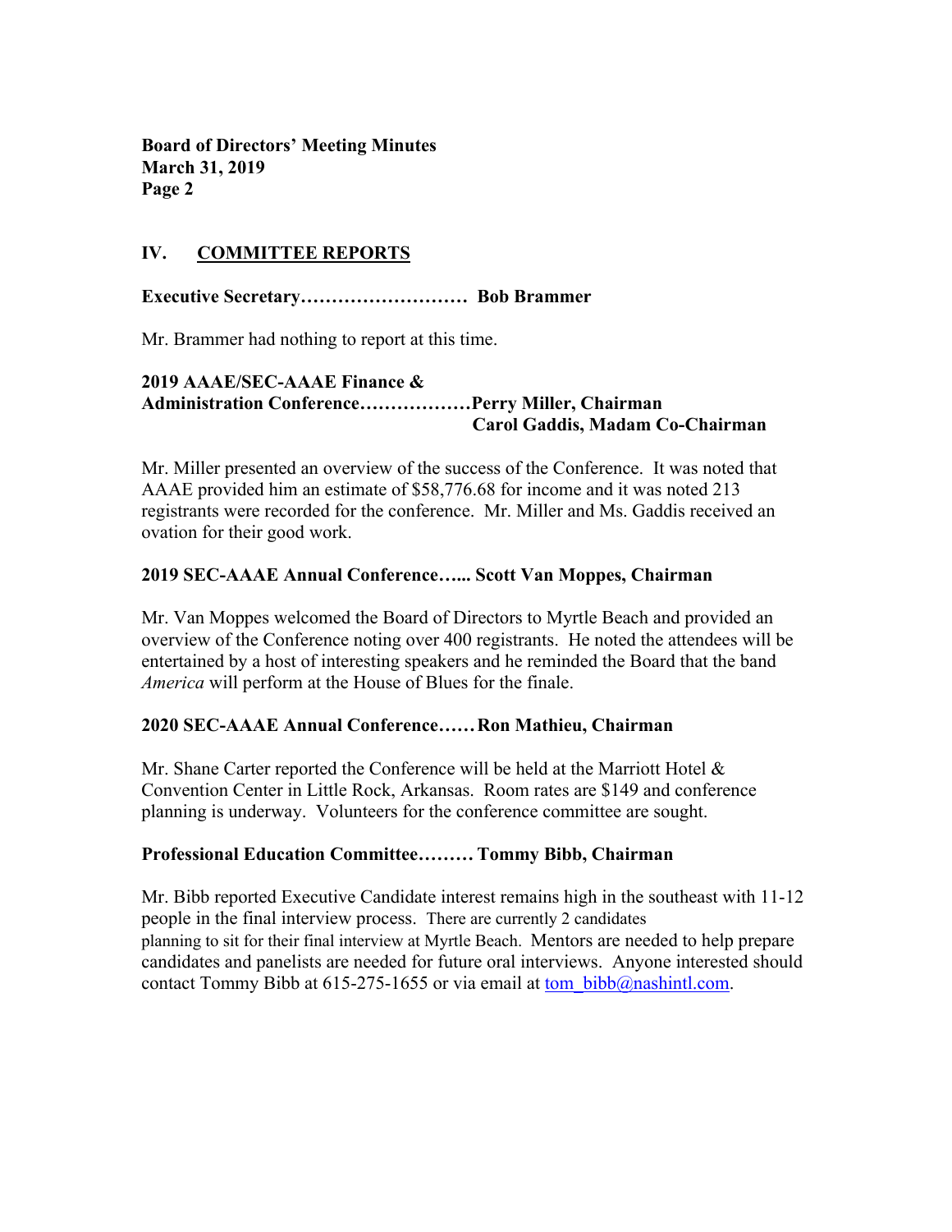## IV. COMMITTEE REPORTS

**Executive Secretary……………………… Bob Brammer**

Mr. Brammer had nothing to report at this time.

**2019 AAAE/SEC-AAAE Finance & Administration Conference………………Perry Miller, Chairman**
**Carol Gaddis, Madam Co-Chairman**

Mr. Miller presented an overview of the success of the Conference. It was noted that AAAE provided him an estimate of $58,776.68 for income and it was noted 213 registrants were recorded for the conference. Mr. Miller and Ms. Gaddis received an ovation for their good work.

**2019 SEC-AAAE Annual Conference…... Scott Van Moppes, Chairman**

Mr. Van Moppes welcomed the Board of Directors to Myrtle Beach and provided an overview of the Conference noting over 400 registrants. He noted the attendees will be entertained by a host of interesting speakers and he reminded the Board that the band *America* will perform at the House of Blues for the finale.

**2020 SEC-AAAE Annual Conference…… Ron Mathieu, Chairman**

Mr. Shane Carter reported the Conference will be held at the Marriott Hotel & Convention Center in Little Rock, Arkansas. Room rates are $149 and conference planning is underway. Volunteers for the conference committee are sought.

**Professional Education Committee……… Tommy Bibb, Chairman**

Mr. Bibb reported Executive Candidate interest remains high in the southeast with 11-12 people in the final interview process. There are currently 2 candidates planning to sit for their final interview at Myrtle Beach. Mentors are needed to help prepare candidates and panelists are needed for future oral interviews. Anyone interested should contact Tommy Bibb at 615-275-1655 or via email at tom_bibb@nashintl.com.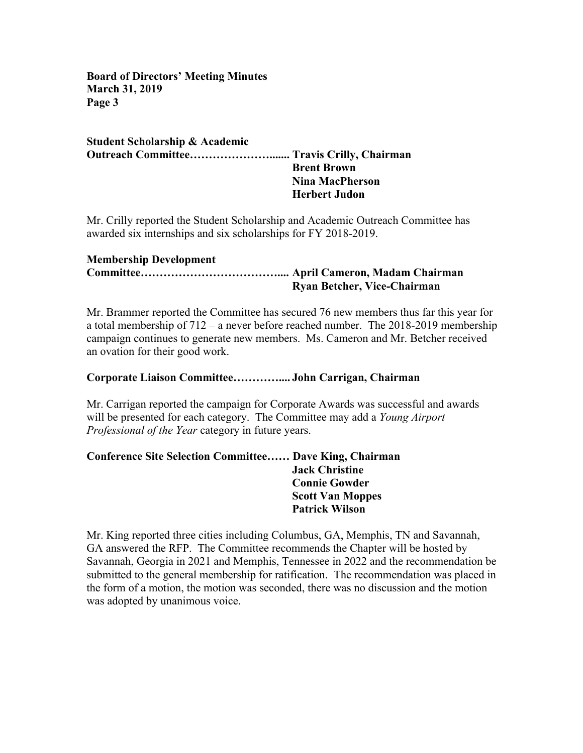**Student Scholarship & Academic Outreach Committee……………………...... Travis Crilly, Chairman**
**Brent Brown**
**Nina MacPherson**
**Herbert Judon**

Mr. Crilly reported the Student Scholarship and Academic Outreach Committee has awarded six internships and six scholarships for FY 2018-2019.

**Membership Development Committee……………………………….... April Cameron, Madam Chairman**
**Ryan Betcher, Vice-Chairman**

Mr. Brammer reported the Committee has secured 76 new members thus far this year for a total membership of 712 – a never before reached number. The 2018-2019 membership campaign continues to generate new members. Ms. Cameron and Mr. Betcher received an ovation for their good work.

**Corporate Liaison Committee………….... John Carrigan, Chairman**

Mr. Carrigan reported the campaign for Corporate Awards was successful and awards will be presented for each category. The Committee may add a *Young Airport Professional of the Year* category in future years.

**Conference Site Selection Committee…… Dave King, Chairman**
**Jack Christine**
**Connie Gowder**
**Scott Van Moppes**
**Patrick Wilson**

Mr. King reported three cities including Columbus, GA, Memphis, TN and Savannah, GA answered the RFP. The Committee recommends the Chapter will be hosted by Savannah, Georgia in 2021 and Memphis, Tennessee in 2022 and the recommendation be submitted to the general membership for ratification. The recommendation was placed in the form of a motion, the motion was seconded, there was no discussion and the motion was adopted by unanimous voice.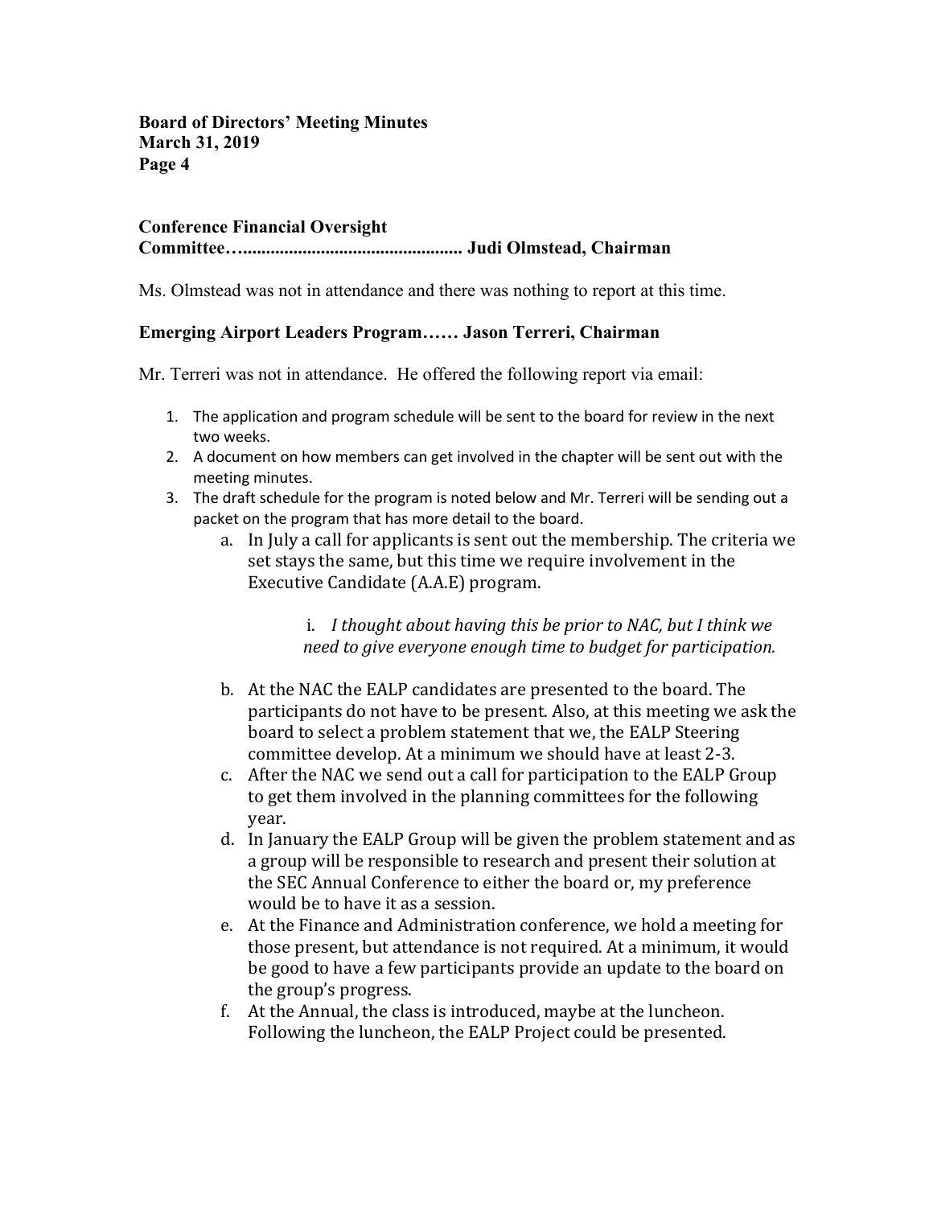**Conference Financial Oversight Committee…............................................... Judi Olmstead, Chairman**

Ms. Olmstead was not in attendance and there was nothing to report at this time.

**Emerging Airport Leaders Program…… Jason Terreri, Chairman**

Mr. Terreri was not in attendance. He offered the following report via email:

1. The application and program schedule will be sent to the board for review in the next two weeks.
2. A document on how members can get involved in the chapter will be sent out with the meeting minutes.
3. The draft schedule for the program is noted below and Mr. Terreri will be sending out a packet on the program that has more detail to the board.
   a. In July a call for applicants is sent out the membership. The criteria we set stays the same, but this time we require involvement in the Executive Candidate (A.A.E) program.

      i. *I thought about having this be prior to NAC, but I think we need to give everyone enough time to budget for participation.*

   b. At the NAC the EALP candidates are presented to the board. The participants do not have to be present. Also, at this meeting we ask the board to select a problem statement that we, the EALP Steering committee develop. At a minimum we should have at least 2-3.
   c. After the NAC we send out a call for participation to the EALP Group to get them involved in the planning committees for the following year.
   d. In January the EALP Group will be given the problem statement and as a group will be responsible to research and present their solution at the SEC Annual Conference to either the board or, my preference would be to have it as a session.
   e. At the Finance and Administration conference, we hold a meeting for those present, but attendance is not required. At a minimum, it would be good to have a few participants provide an update to the board on the group's progress.
   f. At the Annual, the class is introduced, maybe at the luncheon. Following the luncheon, the EALP Project could be presented.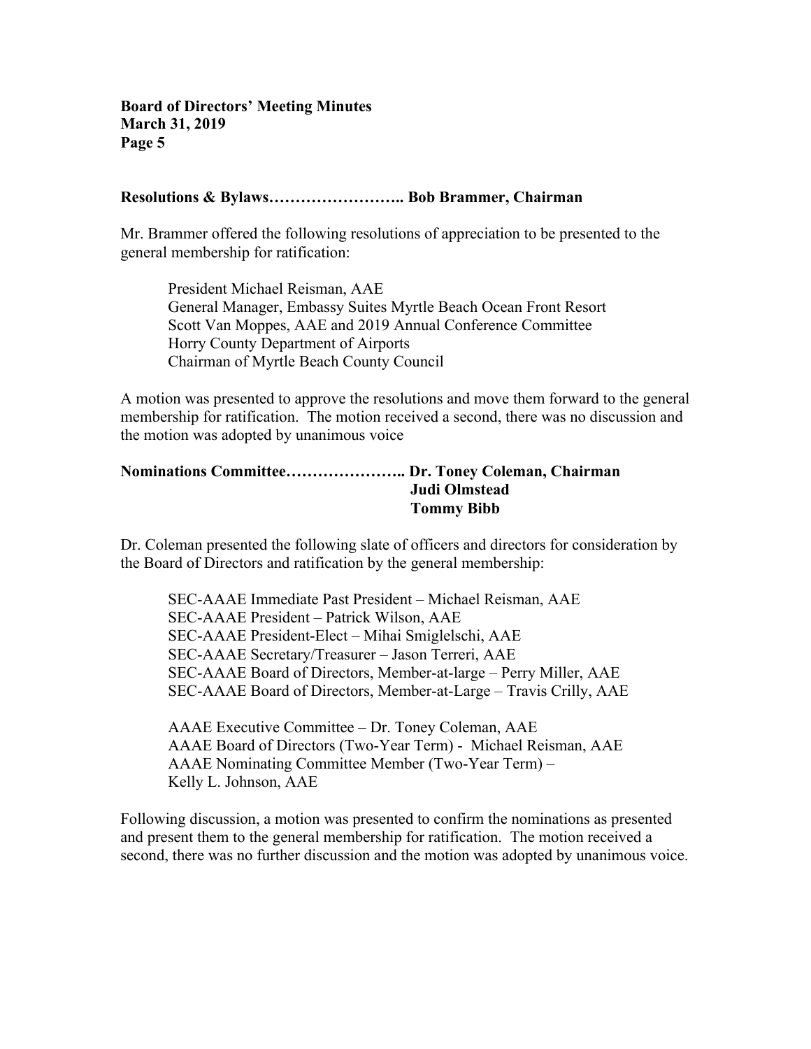**Resolutions & Bylaws…………………….. Bob Brammer, Chairman**

Mr. Brammer offered the following resolutions of appreciation to be presented to the general membership for ratification:

> President Michael Reisman, AAE
> General Manager, Embassy Suites Myrtle Beach Ocean Front Resort
> Scott Van Moppes, AAE and 2019 Annual Conference Committee
> Horry County Department of Airports
> Chairman of Myrtle Beach County Council

A motion was presented to approve the resolutions and move them forward to the general membership for ratification. The motion received a second, there was no discussion and the motion was adopted by unanimous voice

**Nominations Committee………………….. Dr. Toney Coleman, Chairman**
**Judi Olmstead**
**Tommy Bibb**

Dr. Coleman presented the following slate of officers and directors for consideration by the Board of Directors and ratification by the general membership:

> SEC-AAAE Immediate Past President – Michael Reisman, AAE
> SEC-AAAE President – Patrick Wilson, AAE
> SEC-AAAE President-Elect – Mihai Smiglelschi, AAE
> SEC-AAAE Secretary/Treasurer – Jason Terreri, AAE
> SEC-AAAE Board of Directors, Member-at-large – Perry Miller, AAE
> SEC-AAAE Board of Directors, Member-at-Large – Travis Crilly, AAE
>
> AAAE Executive Committee – Dr. Toney Coleman, AAE
> AAAE Board of Directors (Two-Year Term) - Michael Reisman, AAE
> AAAE Nominating Committee Member (Two-Year Term) –
> Kelly L. Johnson, AAE

Following discussion, a motion was presented to confirm the nominations as presented and present them to the general membership for ratification. The motion received a second, there was no further discussion and the motion was adopted by unanimous voice.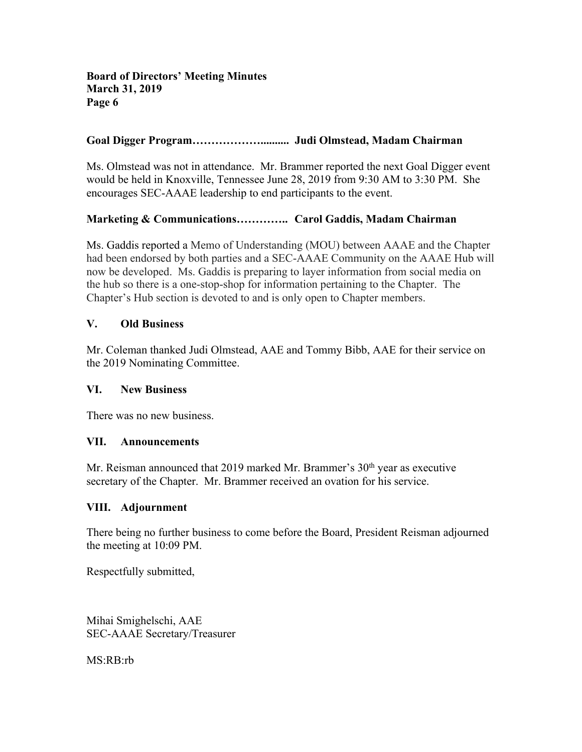**Goal Digger Program……………….......... Judi Olmstead, Madam Chairman**

Ms. Olmstead was not in attendance. Mr. Brammer reported the next Goal Digger event would be held in Knoxville, Tennessee June 28, 2019 from 9:30 AM to 3:30 PM. She encourages SEC-AAAE leadership to end participants to the event.

**Marketing & Communications………….. Carol Gaddis, Madam Chairman**

Ms. Gaddis reported a Memo of Understanding (MOU) between AAAE and the Chapter had been endorsed by both parties and a SEC-AAAE Community on the AAAE Hub will now be developed. Ms. Gaddis is preparing to layer information from social media on the hub so there is a one-stop-shop for information pertaining to the Chapter. The Chapter's Hub section is devoted to and is only open to Chapter members.

## V. Old Business

Mr. Coleman thanked Judi Olmstead, AAE and Tommy Bibb, AAE for their service on the 2019 Nominating Committee.

## VI. New Business

There was no new business.

## VII. Announcements

Mr. Reisman announced that 2019 marked Mr. Brammer's 30th year as executive secretary of the Chapter. Mr. Brammer received an ovation for his service.

## VIII. Adjournment

There being no further business to come before the Board, President Reisman adjourned the meeting at 10:09 PM.

Respectfully submitted,

Mihai Smighelschi, AAE
SEC-AAAE Secretary/Treasurer

MS:RB:rb